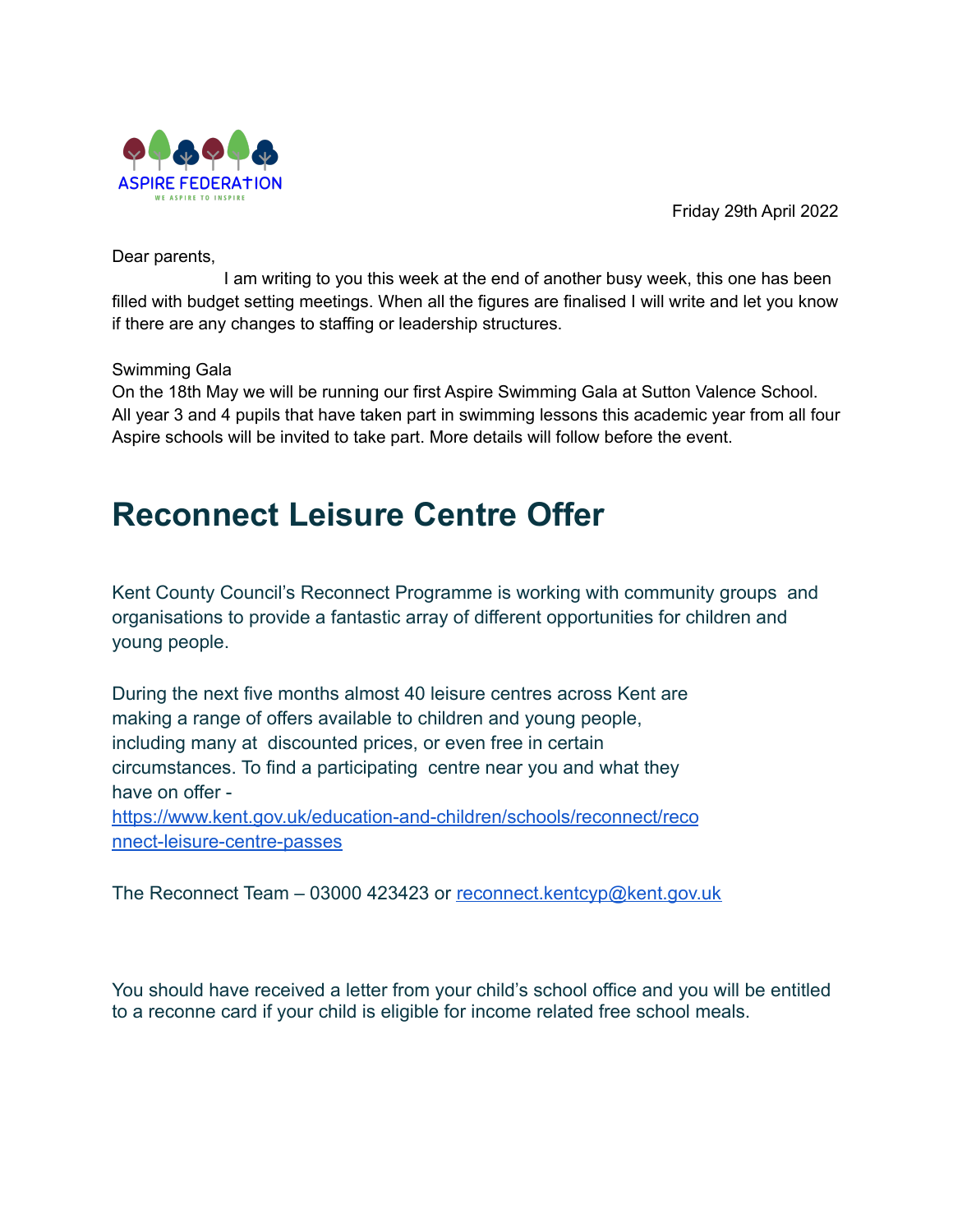ASPIRE FEDERATION

WE ASPIRE TO INSPIRE

Friday 29th April 2022

Dear parents,

I am writing to you this week at the end of another busy week, this one has been filled with budget setting meetings. When all the figures are finalised I will write and let you know if there are any changes to staffing or leadership structures.

Swimming Gala

On the 18th May we will be running our first Aspire Swimming Gala at Sutton Valence School. All year 3 and 4 pupils that have taken part in swimming lessons this academic year from all four Aspire schools will be invited to take part. More details will follow before the event.

# Reconnect Leisure Centre Offer

Kent County Council's Reconnect Programme is working with community groups and organisations to provide a fantastic array of different opportunities for children and young people.

During the next five months almost 40 leisure centres across Kent are making a range of offers available to children and young people, including many at discounted prices, or even free in certain circumstances. To find a participating centre near you and what they have on offer - https://www.kent.gov.uk/education-and-children/schools/reconnect/reconnect-leisure-centre-passes

The Reconnect Team – 03000 423423 or reconnect.kentcyp@kent.gov.uk

You should have received a letter from your child's school office and you will be entitled to a reconne card if your child is eligible for income related free school meals.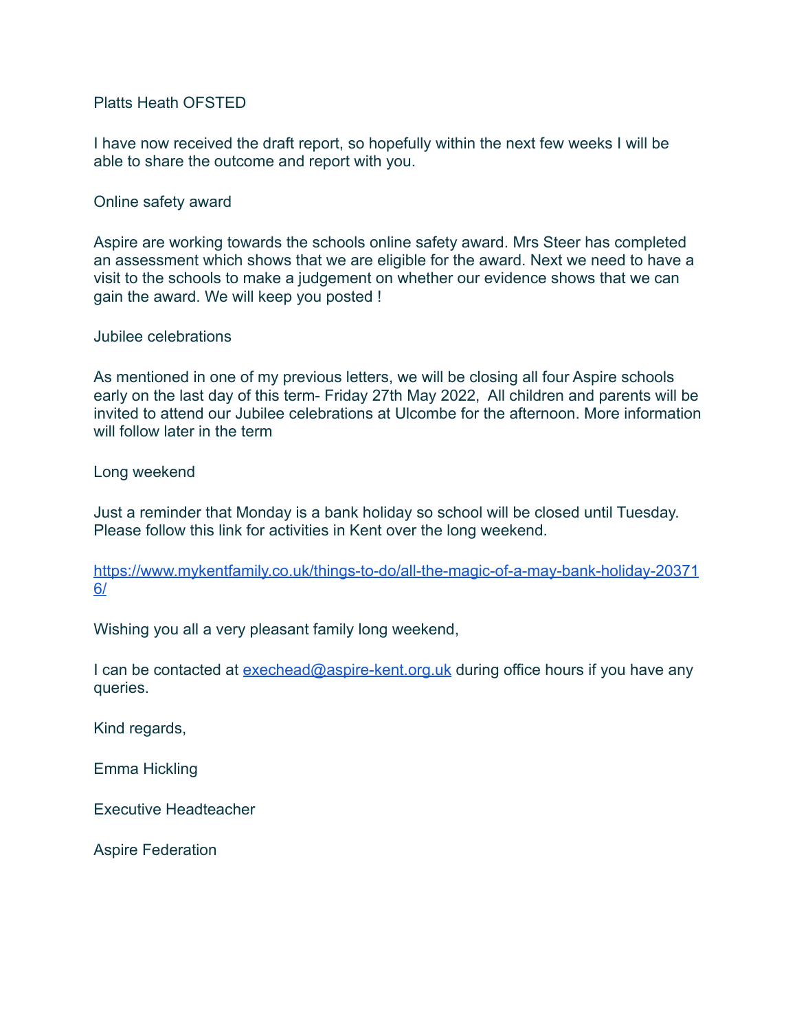## Platts Heath OFSTED

I have now received the draft report, so hopefully within the next few weeks I will be able to share the outcome and report with you.

## Online safety award

Aspire are working towards the schools online safety award. Mrs Steer has completed an assessment which shows that we are eligible for the award. Next we need to have a visit to the schools to make a judgement on whether our evidence shows that we can gain the award. We will keep you posted !

## Jubilee celebrations

As mentioned in one of my previous letters, we will be closing all four Aspire schools early on the last day of this term- Friday 27th May 2022,  All children and parents will be invited to attend our Jubilee celebrations at Ulcombe for the afternoon. More information will follow later in the term

## Long weekend

Just a reminder that Monday is a bank holiday so school will be closed until Tuesday. Please follow this link for activities in Kent over the long weekend.

https://www.mykentfamily.co.uk/things-to-do/all-the-magic-of-a-may-bank-holiday-203716/

Wishing you all a very pleasant family long weekend,

I can be contacted at exechead@aspire-kent.org.uk during office hours if you have any queries.

Kind regards,

Emma Hickling

Executive Headteacher

Aspire Federation